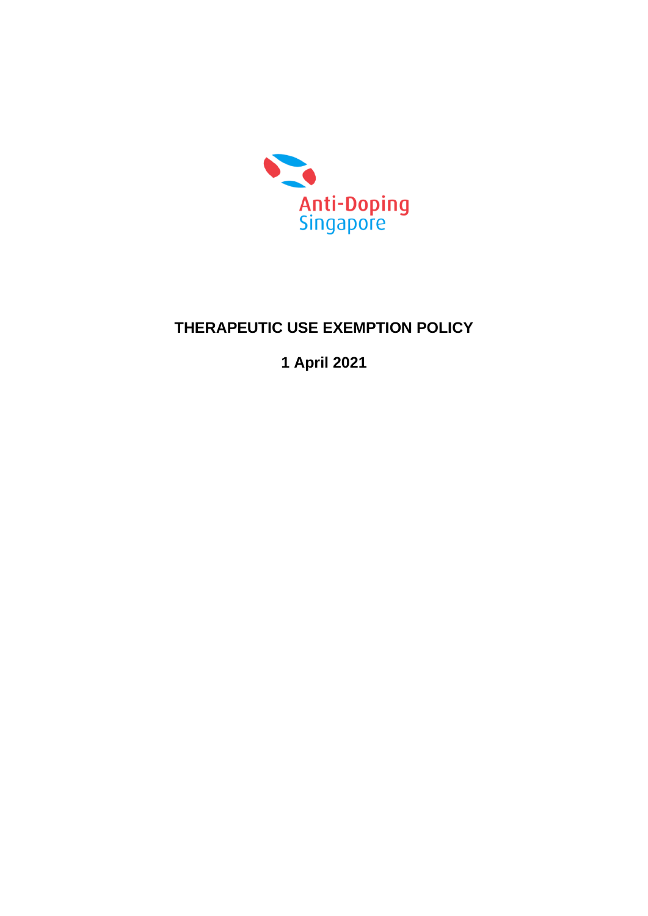Anti-Doping Singapore

# THERAPEUTIC USE EXEMPTION POLICY

**1 April 2021**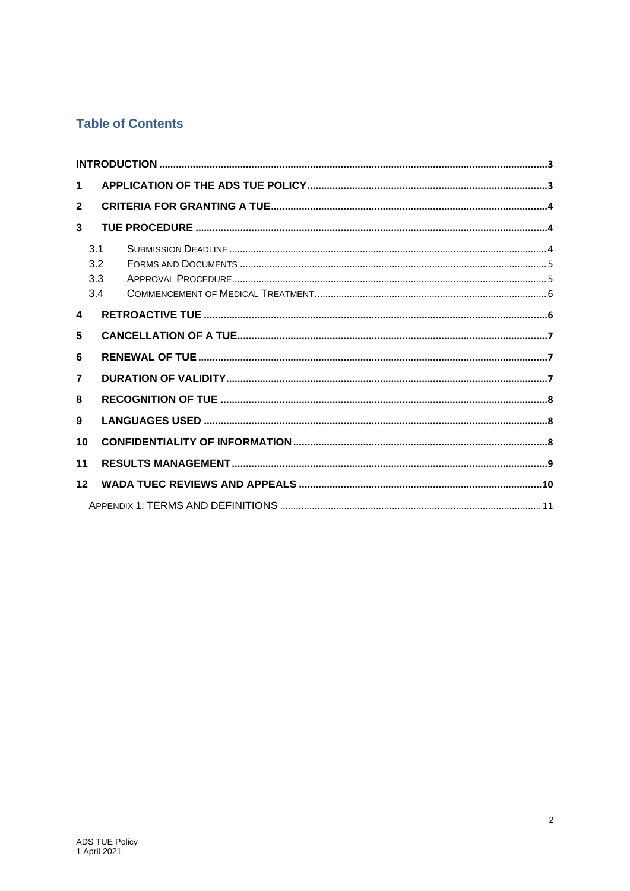## Table of Contents

- INTRODUCTION ........ 3
- 1 APPLICATION OF THE ADS TUE POLICY ........ 3
- 2 CRITERIA FOR GRANTING A TUE ........ 4
- 3 TUE PROCEDURE ........ 4
  - 3.1 SUBMISSION DEADLINE ........ 4
  - 3.2 FORMS AND DOCUMENTS ........ 5
  - 3.3 APPROVAL PROCEDURE ........ 5
  - 3.4 COMMENCEMENT OF MEDICAL TREATMENT ........ 6
- 4 RETROACTIVE TUE ........ 6
- 5 CANCELLATION OF A TUE ........ 7
- 6 RENEWAL OF TUE ........ 7
- 7 DURATION OF VALIDITY ........ 7
- 8 RECOGNITION OF TUE ........ 8
- 9 LANGUAGES USED ........ 8
- 10 CONFIDENTIALITY OF INFORMATION ........ 8
- 11 RESULTS MANAGEMENT ........ 9
- 12 WADA TUEC REVIEWS AND APPEALS ........ 10
  - APPENDIX 1: TERMS AND DEFINITIONS ........ 11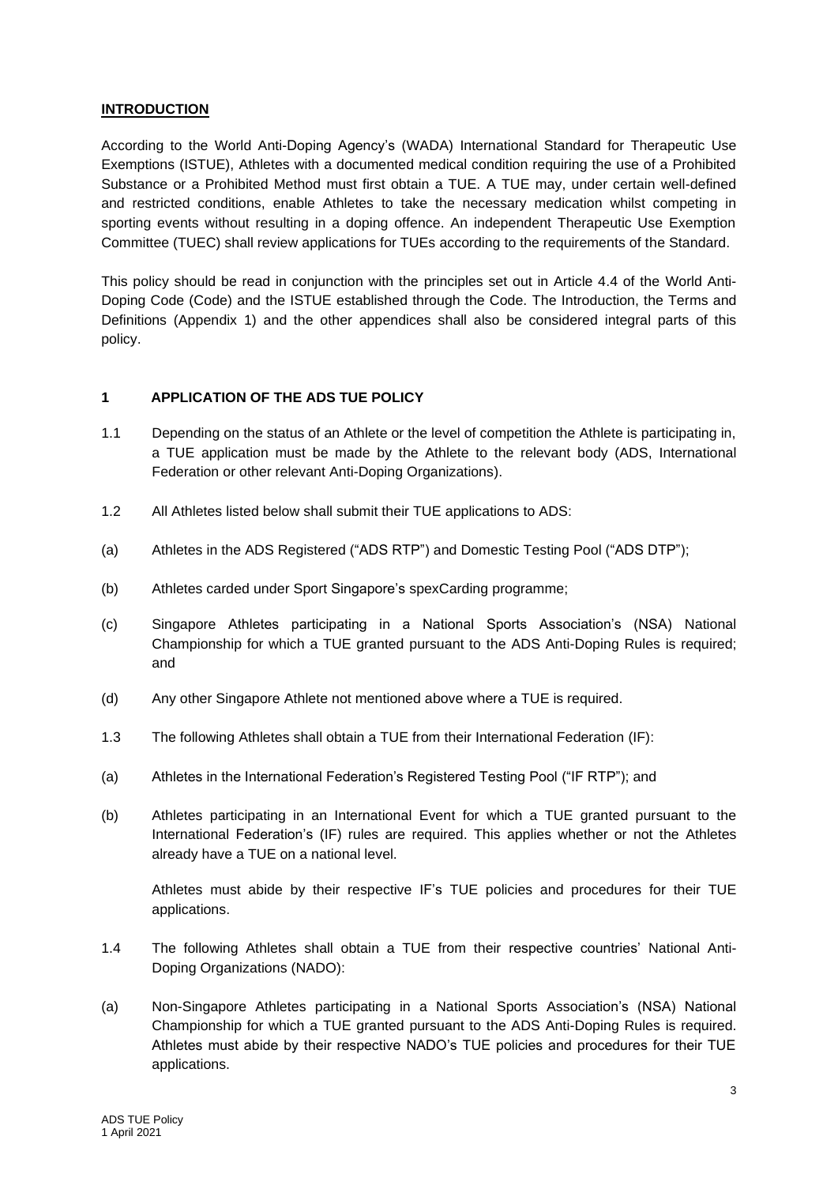## **INTRODUCTION**

According to the World Anti-Doping Agency's (WADA) International Standard for Therapeutic Use Exemptions (ISTUE), Athletes with a documented medical condition requiring the use of a Prohibited Substance or a Prohibited Method must first obtain a TUE. A TUE may, under certain well-defined and restricted conditions, enable Athletes to take the necessary medication whilst competing in sporting events without resulting in a doping offence. An independent Therapeutic Use Exemption Committee (TUEC) shall review applications for TUEs according to the requirements of the Standard.

This policy should be read in conjunction with the principles set out in Article 4.4 of the World Anti-Doping Code (Code) and the ISTUE established through the Code. The Introduction, the Terms and Definitions (Appendix 1) and the other appendices shall also be considered integral parts of this policy.

## **1 APPLICATION OF THE ADS TUE POLICY**

1.1 Depending on the status of an Athlete or the level of competition the Athlete is participating in, a TUE application must be made by the Athlete to the relevant body (ADS, International Federation or other relevant Anti-Doping Organizations).

1.2 All Athletes listed below shall submit their TUE applications to ADS:

(a) Athletes in the ADS Registered ("ADS RTP") and Domestic Testing Pool ("ADS DTP");

(b) Athletes carded under Sport Singapore's spexCarding programme;

(c) Singapore Athletes participating in a National Sports Association's (NSA) National Championship for which a TUE granted pursuant to the ADS Anti-Doping Rules is required; and

(d) Any other Singapore Athlete not mentioned above where a TUE is required.

1.3 The following Athletes shall obtain a TUE from their International Federation (IF):

(a) Athletes in the International Federation's Registered Testing Pool ("IF RTP"); and

(b) Athletes participating in an International Event for which a TUE granted pursuant to the International Federation's (IF) rules are required. This applies whether or not the Athletes already have a TUE on a national level.

Athletes must abide by their respective IF's TUE policies and procedures for their TUE applications.

1.4 The following Athletes shall obtain a TUE from their respective countries' National Anti-Doping Organizations (NADO):

(a) Non-Singapore Athletes participating in a National Sports Association's (NSA) National Championship for which a TUE granted pursuant to the ADS Anti-Doping Rules is required. Athletes must abide by their respective NADO's TUE policies and procedures for their TUE applications.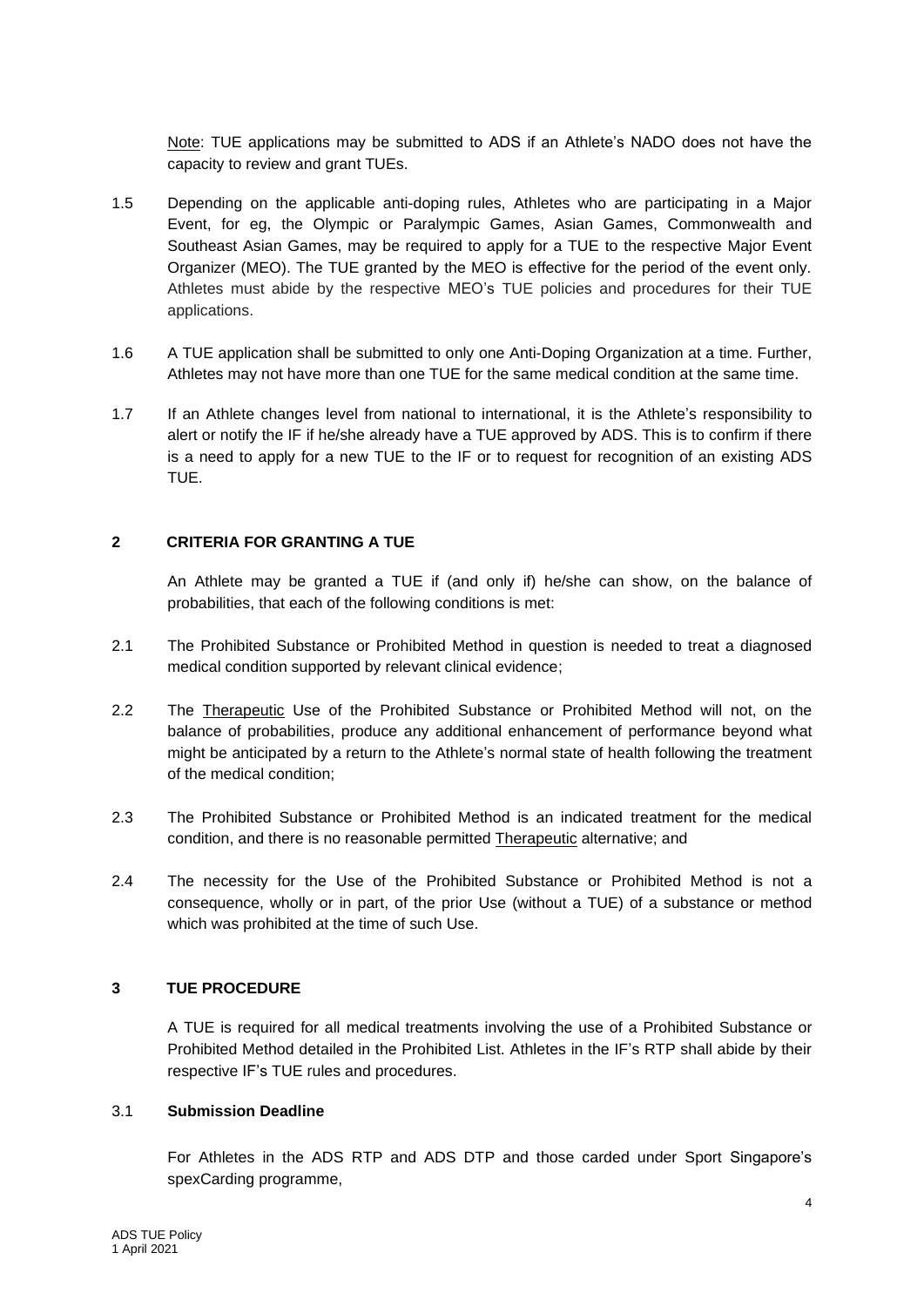<u>Note</u>: TUE applications may be submitted to ADS if an Athlete's NADO does not have the capacity to review and grant TUEs.

1.5 Depending on the applicable anti-doping rules, Athletes who are participating in a Major Event, for eg, the Olympic or Paralympic Games, Asian Games, Commonwealth and Southeast Asian Games, may be required to apply for a TUE to the respective Major Event Organizer (MEO). The TUE granted by the MEO is effective for the period of the event only. Athletes must abide by the respective MEO's TUE policies and procedures for their TUE applications.

1.6 A TUE application shall be submitted to only one Anti-Doping Organization at a time. Further, Athletes may not have more than one TUE for the same medical condition at the same time.

1.7 If an Athlete changes level from national to international, it is the Athlete's responsibility to alert or notify the IF if he/she already have a TUE approved by ADS. This is to confirm if there is a need to apply for a new TUE to the IF or to request for recognition of an existing ADS TUE.

## 2 CRITERIA FOR GRANTING A TUE

An Athlete may be granted a TUE if (and only if) he/she can show, on the balance of probabilities, that each of the following conditions is met:

2.1 The Prohibited Substance or Prohibited Method in question is needed to treat a diagnosed medical condition supported by relevant clinical evidence;

2.2 The <u>Therapeutic</u> Use of the Prohibited Substance or Prohibited Method will not, on the balance of probabilities, produce any additional enhancement of performance beyond what might be anticipated by a return to the Athlete's normal state of health following the treatment of the medical condition;

2.3 The Prohibited Substance or Prohibited Method is an indicated treatment for the medical condition, and there is no reasonable permitted <u>Therapeutic</u> alternative; and

2.4 The necessity for the Use of the Prohibited Substance or Prohibited Method is not a consequence, wholly or in part, of the prior Use (without a TUE) of a substance or method which was prohibited at the time of such Use.

## 3 TUE PROCEDURE

A TUE is required for all medical treatments involving the use of a Prohibited Substance or Prohibited Method detailed in the Prohibited List. Athletes in the IF's RTP shall abide by their respective IF's TUE rules and procedures.

### 3.1 Submission Deadline

For Athletes in the ADS RTP and ADS DTP and those carded under Sport Singapore's spexCarding programme,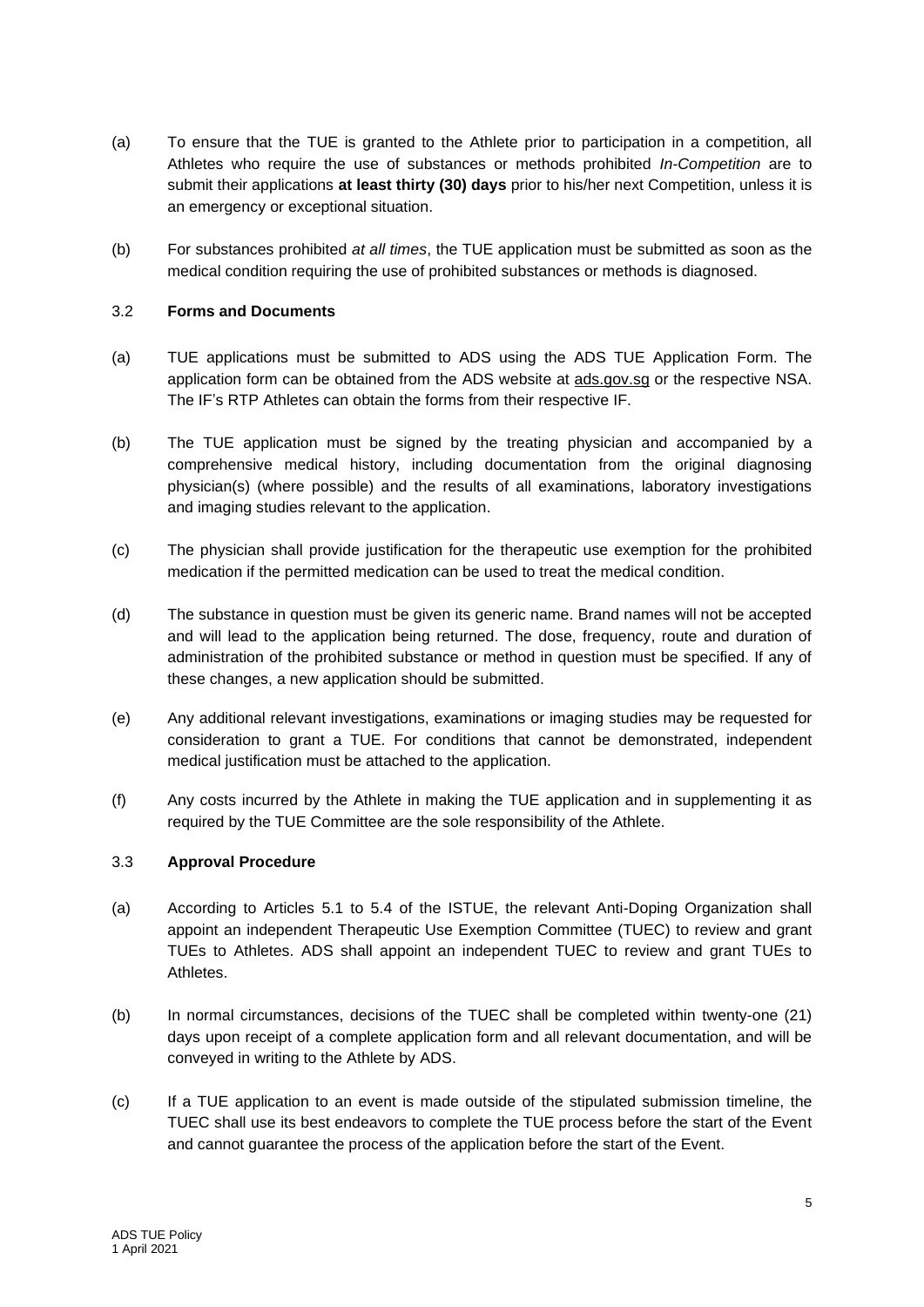(a) To ensure that the TUE is granted to the Athlete prior to participation in a competition, all Athletes who require the use of substances or methods prohibited *In-Competition* are to submit their applications **at least thirty (30) days** prior to his/her next Competition, unless it is an emergency or exceptional situation.

(b) For substances prohibited *at all times*, the TUE application must be submitted as soon as the medical condition requiring the use of prohibited substances or methods is diagnosed.

### 3.2 Forms and Documents

(a) TUE applications must be submitted to ADS using the ADS TUE Application Form. The application form can be obtained from the ADS website at ads.gov.sg or the respective NSA. The IF's RTP Athletes can obtain the forms from their respective IF.

(b) The TUE application must be signed by the treating physician and accompanied by a comprehensive medical history, including documentation from the original diagnosing physician(s) (where possible) and the results of all examinations, laboratory investigations and imaging studies relevant to the application.

(c) The physician shall provide justification for the therapeutic use exemption for the prohibited medication if the permitted medication can be used to treat the medical condition.

(d) The substance in question must be given its generic name. Brand names will not be accepted and will lead to the application being returned. The dose, frequency, route and duration of administration of the prohibited substance or method in question must be specified. If any of these changes, a new application should be submitted.

(e) Any additional relevant investigations, examinations or imaging studies may be requested for consideration to grant a TUE. For conditions that cannot be demonstrated, independent medical justification must be attached to the application.

(f) Any costs incurred by the Athlete in making the TUE application and in supplementing it as required by the TUE Committee are the sole responsibility of the Athlete.

### 3.3 Approval Procedure

(a) According to Articles 5.1 to 5.4 of the ISTUE, the relevant Anti-Doping Organization shall appoint an independent Therapeutic Use Exemption Committee (TUEC) to review and grant TUEs to Athletes. ADS shall appoint an independent TUEC to review and grant TUEs to Athletes.

(b) In normal circumstances, decisions of the TUEC shall be completed within twenty-one (21) days upon receipt of a complete application form and all relevant documentation, and will be conveyed in writing to the Athlete by ADS.

(c) If a TUE application to an event is made outside of the stipulated submission timeline, the TUEC shall use its best endeavors to complete the TUE process before the start of the Event and cannot guarantee the process of the application before the start of the Event.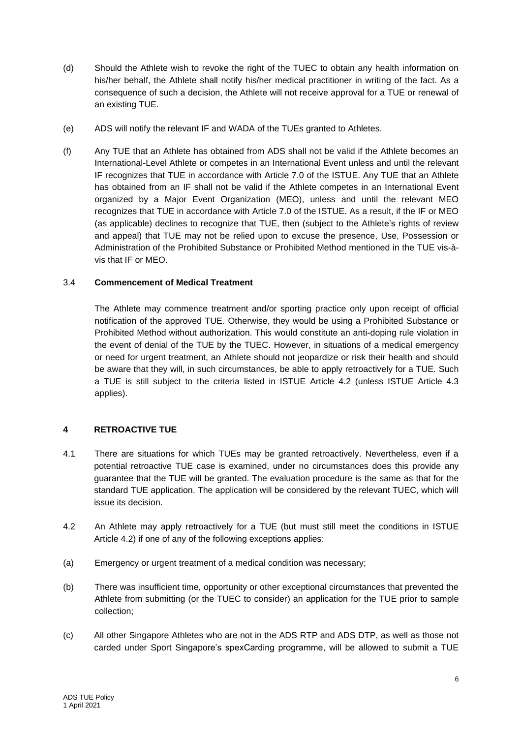(d) Should the Athlete wish to revoke the right of the TUEC to obtain any health information on his/her behalf, the Athlete shall notify his/her medical practitioner in writing of the fact. As a consequence of such a decision, the Athlete will not receive approval for a TUE or renewal of an existing TUE.

(e) ADS will notify the relevant IF and WADA of the TUEs granted to Athletes.

(f) Any TUE that an Athlete has obtained from ADS shall not be valid if the Athlete becomes an International-Level Athlete or competes in an International Event unless and until the relevant IF recognizes that TUE in accordance with Article 7.0 of the ISTUE. Any TUE that an Athlete has obtained from an IF shall not be valid if the Athlete competes in an International Event organized by a Major Event Organization (MEO), unless and until the relevant MEO recognizes that TUE in accordance with Article 7.0 of the ISTUE. As a result, if the IF or MEO (as applicable) declines to recognize that TUE, then (subject to the Athlete's rights of review and appeal) that TUE may not be relied upon to excuse the presence, Use, Possession or Administration of the Prohibited Substance or Prohibited Method mentioned in the TUE vis-à-vis that IF or MEO.

### 3.4 Commencement of Medical Treatment

The Athlete may commence treatment and/or sporting practice only upon receipt of official notification of the approved TUE. Otherwise, they would be using a Prohibited Substance or Prohibited Method without authorization. This would constitute an anti-doping rule violation in the event of denial of the TUE by the TUEC. However, in situations of a medical emergency or need for urgent treatment, an Athlete should not jeopardize or risk their health and should be aware that they will, in such circumstances, be able to apply retroactively for a TUE. Such a TUE is still subject to the criteria listed in ISTUE Article 4.2 (unless ISTUE Article 4.3 applies).

## 4 RETROACTIVE TUE

4.1 There are situations for which TUEs may be granted retroactively. Nevertheless, even if a potential retroactive TUE case is examined, under no circumstances does this provide any guarantee that the TUE will be granted. The evaluation procedure is the same as that for the standard TUE application. The application will be considered by the relevant TUEC, which will issue its decision.

4.2 An Athlete may apply retroactively for a TUE (but must still meet the conditions in ISTUE Article 4.2) if one of any of the following exceptions applies:

(a) Emergency or urgent treatment of a medical condition was necessary;

(b) There was insufficient time, opportunity or other exceptional circumstances that prevented the Athlete from submitting (or the TUEC to consider) an application for the TUE prior to sample collection;

(c) All other Singapore Athletes who are not in the ADS RTP and ADS DTP, as well as those not carded under Sport Singapore's spexCarding programme, will be allowed to submit a TUE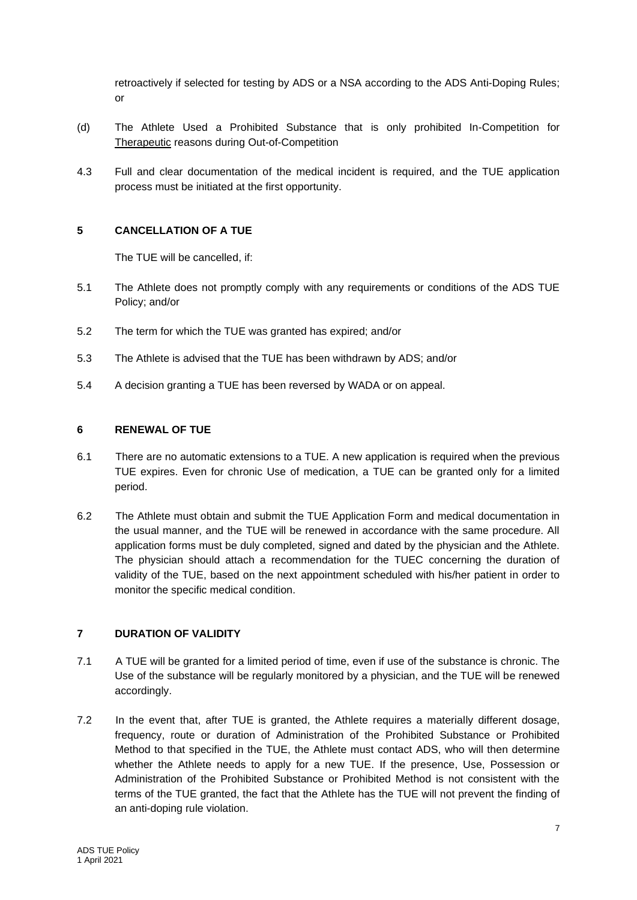retroactively if selected for testing by ADS or a NSA according to the ADS Anti-Doping Rules; or

(d) The Athlete Used a Prohibited Substance that is only prohibited In-Competition for Therapeutic reasons during Out-of-Competition

4.3 Full and clear documentation of the medical incident is required, and the TUE application process must be initiated at the first opportunity.

## 5 CANCELLATION OF A TUE

The TUE will be cancelled, if:

5.1 The Athlete does not promptly comply with any requirements or conditions of the ADS TUE Policy; and/or

5.2 The term for which the TUE was granted has expired; and/or

5.3 The Athlete is advised that the TUE has been withdrawn by ADS; and/or

5.4 A decision granting a TUE has been reversed by WADA or on appeal.

## 6 RENEWAL OF TUE

6.1 There are no automatic extensions to a TUE. A new application is required when the previous TUE expires. Even for chronic Use of medication, a TUE can be granted only for a limited period.

6.2 The Athlete must obtain and submit the TUE Application Form and medical documentation in the usual manner, and the TUE will be renewed in accordance with the same procedure. All application forms must be duly completed, signed and dated by the physician and the Athlete. The physician should attach a recommendation for the TUEC concerning the duration of validity of the TUE, based on the next appointment scheduled with his/her patient in order to monitor the specific medical condition.

## 7 DURATION OF VALIDITY

7.1 A TUE will be granted for a limited period of time, even if use of the substance is chronic. The Use of the substance will be regularly monitored by a physician, and the TUE will be renewed accordingly.

7.2 In the event that, after TUE is granted, the Athlete requires a materially different dosage, frequency, route or duration of Administration of the Prohibited Substance or Prohibited Method to that specified in the TUE, the Athlete must contact ADS, who will then determine whether the Athlete needs to apply for a new TUE. If the presence, Use, Possession or Administration of the Prohibited Substance or Prohibited Method is not consistent with the terms of the TUE granted, the fact that the Athlete has the TUE will not prevent the finding of an anti-doping rule violation.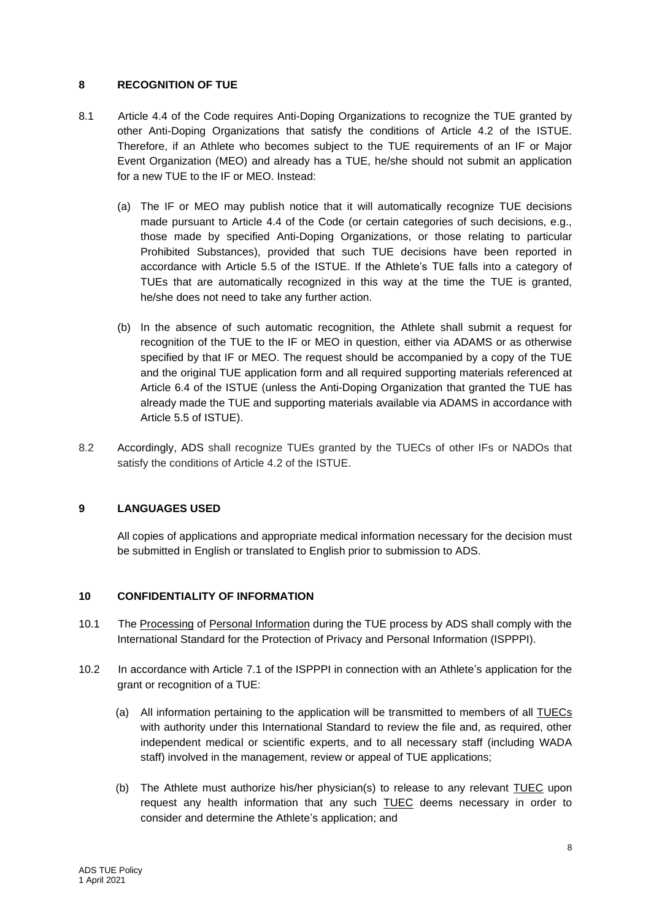## 8 RECOGNITION OF TUE

8.1 Article 4.4 of the Code requires Anti-Doping Organizations to recognize the TUE granted by other Anti-Doping Organizations that satisfy the conditions of Article 4.2 of the ISTUE. Therefore, if an Athlete who becomes subject to the TUE requirements of an IF or Major Event Organization (MEO) and already has a TUE, he/she should not submit an application for a new TUE to the IF or MEO. Instead:

(a) The IF or MEO may publish notice that it will automatically recognize TUE decisions made pursuant to Article 4.4 of the Code (or certain categories of such decisions, e.g., those made by specified Anti-Doping Organizations, or those relating to particular Prohibited Substances), provided that such TUE decisions have been reported in accordance with Article 5.5 of the ISTUE. If the Athlete's TUE falls into a category of TUEs that are automatically recognized in this way at the time the TUE is granted, he/she does not need to take any further action.

(b) In the absence of such automatic recognition, the Athlete shall submit a request for recognition of the TUE to the IF or MEO in question, either via ADAMS or as otherwise specified by that IF or MEO. The request should be accompanied by a copy of the TUE and the original TUE application form and all required supporting materials referenced at Article 6.4 of the ISTUE (unless the Anti-Doping Organization that granted the TUE has already made the TUE and supporting materials available via ADAMS in accordance with Article 5.5 of ISTUE).

8.2 Accordingly, ADS shall recognize TUEs granted by the TUECs of other IFs or NADOs that satisfy the conditions of Article 4.2 of the ISTUE.

## 9 LANGUAGES USED

All copies of applications and appropriate medical information necessary for the decision must be submitted in English or translated to English prior to submission to ADS.

## 10 CONFIDENTIALITY OF INFORMATION

10.1 The Processing of Personal Information during the TUE process by ADS shall comply with the International Standard for the Protection of Privacy and Personal Information (ISPPPI).

10.2 In accordance with Article 7.1 of the ISPPPI in connection with an Athlete's application for the grant or recognition of a TUE:

(a) All information pertaining to the application will be transmitted to members of all TUECs with authority under this International Standard to review the file and, as required, other independent medical or scientific experts, and to all necessary staff (including WADA staff) involved in the management, review or appeal of TUE applications;

(b) The Athlete must authorize his/her physician(s) to release to any relevant TUEC upon request any health information that any such TUEC deems necessary in order to consider and determine the Athlete's application; and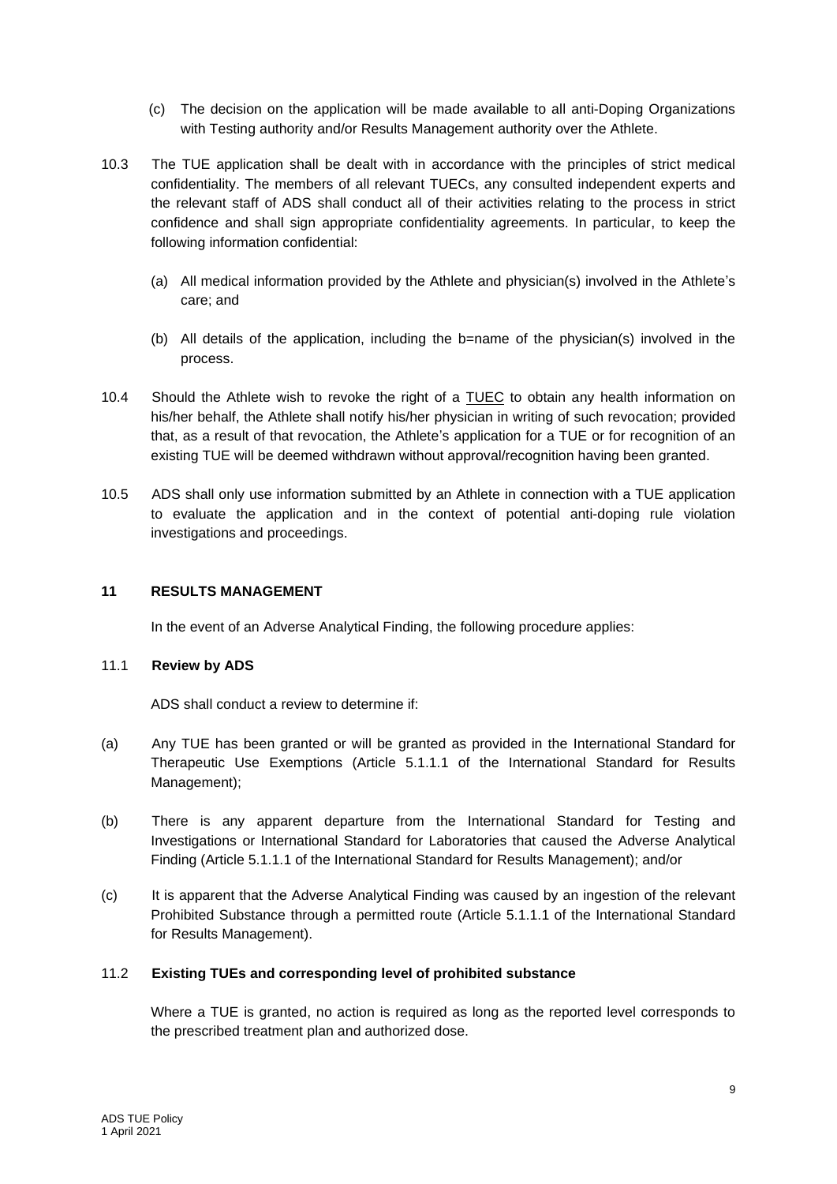(c) The decision on the application will be made available to all anti-Doping Organizations with Testing authority and/or Results Management authority over the Athlete.

10.3 The TUE application shall be dealt with in accordance with the principles of strict medical confidentiality. The members of all relevant TUECs, any consulted independent experts and the relevant staff of ADS shall conduct all of their activities relating to the process in strict confidence and shall sign appropriate confidentiality agreements. In particular, to keep the following information confidential:

(a) All medical information provided by the Athlete and physician(s) involved in the Athlete's care; and

(b) All details of the application, including the b=name of the physician(s) involved in the process.

10.4 Should the Athlete wish to revoke the right of a TUEC to obtain any health information on his/her behalf, the Athlete shall notify his/her physician in writing of such revocation; provided that, as a result of that revocation, the Athlete's application for a TUE or for recognition of an existing TUE will be deemed withdrawn without approval/recognition having been granted.

10.5 ADS shall only use information submitted by an Athlete in connection with a TUE application to evaluate the application and in the context of potential anti-doping rule violation investigations and proceedings.

## 11 RESULTS MANAGEMENT

In the event of an Adverse Analytical Finding, the following procedure applies:

### 11.1 Review by ADS

ADS shall conduct a review to determine if:

(a) Any TUE has been granted or will be granted as provided in the International Standard for Therapeutic Use Exemptions (Article 5.1.1.1 of the International Standard for Results Management);

(b) There is any apparent departure from the International Standard for Testing and Investigations or International Standard for Laboratories that caused the Adverse Analytical Finding (Article 5.1.1.1 of the International Standard for Results Management); and/or

(c) It is apparent that the Adverse Analytical Finding was caused by an ingestion of the relevant Prohibited Substance through a permitted route (Article 5.1.1.1 of the International Standard for Results Management).

### 11.2 Existing TUEs and corresponding level of prohibited substance

Where a TUE is granted, no action is required as long as the reported level corresponds to the prescribed treatment plan and authorized dose.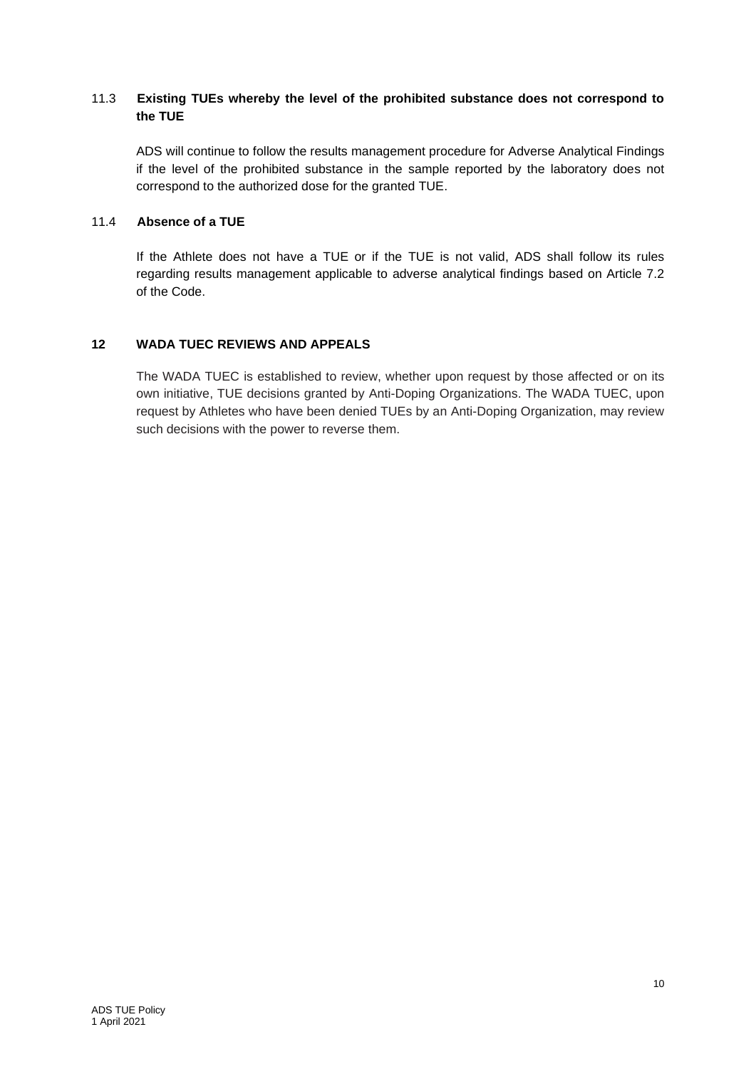### 11.3 Existing TUEs whereby the level of the prohibited substance does not correspond to the TUE

ADS will continue to follow the results management procedure for Adverse Analytical Findings if the level of the prohibited substance in the sample reported by the laboratory does not correspond to the authorized dose for the granted TUE.

### 11.4 Absence of a TUE

If the Athlete does not have a TUE or if the TUE is not valid, ADS shall follow its rules regarding results management applicable to adverse analytical findings based on Article 7.2 of the Code.

## 12 WADA TUEC REVIEWS AND APPEALS

The WADA TUEC is established to review, whether upon request by those affected or on its own initiative, TUE decisions granted by Anti-Doping Organizations. The WADA TUEC, upon request by Athletes who have been denied TUEs by an Anti-Doping Organization, may review such decisions with the power to reverse them.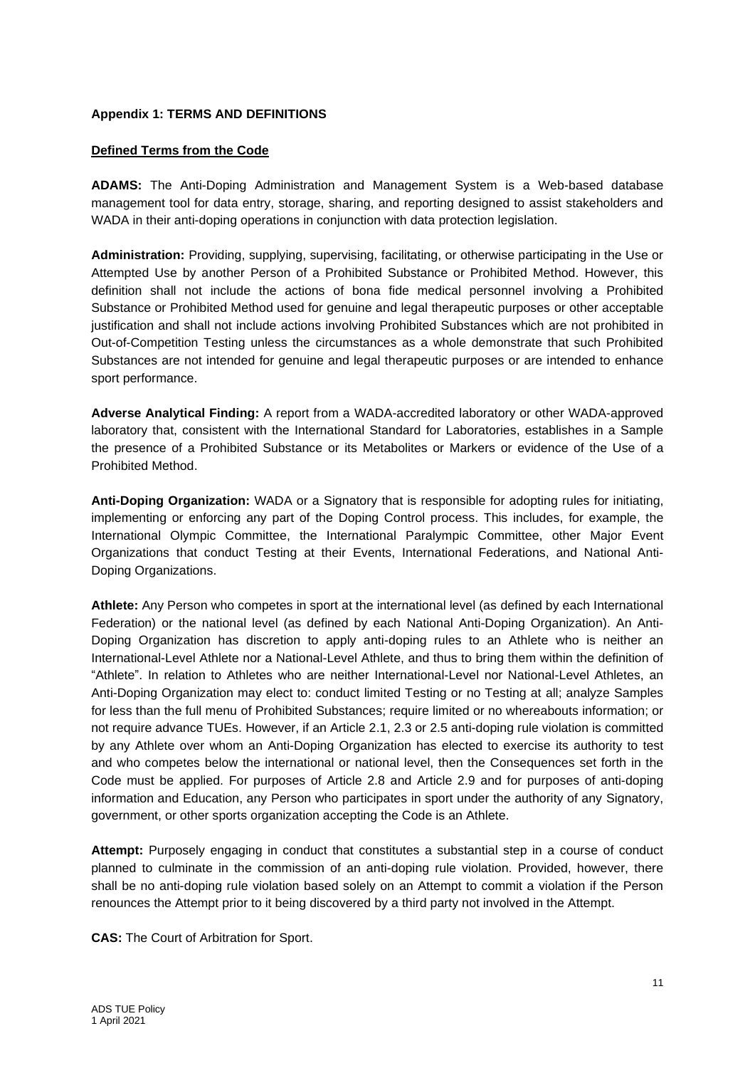**Appendix 1: TERMS AND DEFINITIONS**

**Defined Terms from the Code**

**ADAMS:** The Anti-Doping Administration and Management System is a Web-based database management tool for data entry, storage, sharing, and reporting designed to assist stakeholders and WADA in their anti-doping operations in conjunction with data protection legislation.

**Administration:** Providing, supplying, supervising, facilitating, or otherwise participating in the Use or Attempted Use by another Person of a Prohibited Substance or Prohibited Method. However, this definition shall not include the actions of bona fide medical personnel involving a Prohibited Substance or Prohibited Method used for genuine and legal therapeutic purposes or other acceptable justification and shall not include actions involving Prohibited Substances which are not prohibited in Out-of-Competition Testing unless the circumstances as a whole demonstrate that such Prohibited Substances are not intended for genuine and legal therapeutic purposes or are intended to enhance sport performance.

**Adverse Analytical Finding:** A report from a WADA-accredited laboratory or other WADA-approved laboratory that, consistent with the International Standard for Laboratories, establishes in a Sample the presence of a Prohibited Substance or its Metabolites or Markers or evidence of the Use of a Prohibited Method.

**Anti-Doping Organization:** WADA or a Signatory that is responsible for adopting rules for initiating, implementing or enforcing any part of the Doping Control process. This includes, for example, the International Olympic Committee, the International Paralympic Committee, other Major Event Organizations that conduct Testing at their Events, International Federations, and National Anti-Doping Organizations.

**Athlete:** Any Person who competes in sport at the international level (as defined by each International Federation) or the national level (as defined by each National Anti-Doping Organization). An Anti-Doping Organization has discretion to apply anti-doping rules to an Athlete who is neither an International-Level Athlete nor a National-Level Athlete, and thus to bring them within the definition of "Athlete". In relation to Athletes who are neither International-Level nor National-Level Athletes, an Anti-Doping Organization may elect to: conduct limited Testing or no Testing at all; analyze Samples for less than the full menu of Prohibited Substances; require limited or no whereabouts information; or not require advance TUEs. However, if an Article 2.1, 2.3 or 2.5 anti-doping rule violation is committed by any Athlete over whom an Anti-Doping Organization has elected to exercise its authority to test and who competes below the international or national level, then the Consequences set forth in the Code must be applied. For purposes of Article 2.8 and Article 2.9 and for purposes of anti-doping information and Education, any Person who participates in sport under the authority of any Signatory, government, or other sports organization accepting the Code is an Athlete.

**Attempt:** Purposely engaging in conduct that constitutes a substantial step in a course of conduct planned to culminate in the commission of an anti-doping rule violation. Provided, however, there shall be no anti-doping rule violation based solely on an Attempt to commit a violation if the Person renounces the Attempt prior to it being discovered by a third party not involved in the Attempt.

**CAS:** The Court of Arbitration for Sport.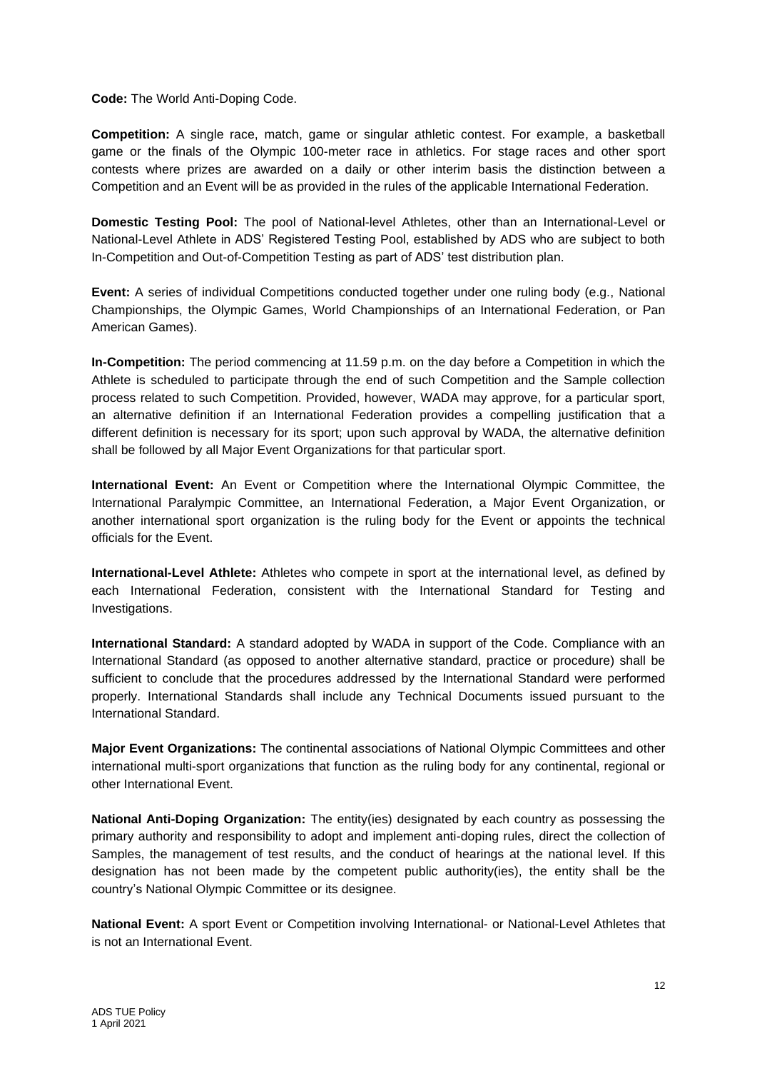**Code:** The World Anti-Doping Code.

**Competition:** A single race, match, game or singular athletic contest. For example, a basketball game or the finals of the Olympic 100-meter race in athletics. For stage races and other sport contests where prizes are awarded on a daily or other interim basis the distinction between a Competition and an Event will be as provided in the rules of the applicable International Federation.

**Domestic Testing Pool:** The pool of National-level Athletes, other than an International-Level or National-Level Athlete in ADS' Registered Testing Pool, established by ADS who are subject to both In-Competition and Out-of-Competition Testing as part of ADS' test distribution plan.

**Event:** A series of individual Competitions conducted together under one ruling body (e.g., National Championships, the Olympic Games, World Championships of an International Federation, or Pan American Games).

**In-Competition:** The period commencing at 11.59 p.m. on the day before a Competition in which the Athlete is scheduled to participate through the end of such Competition and the Sample collection process related to such Competition. Provided, however, WADA may approve, for a particular sport, an alternative definition if an International Federation provides a compelling justification that a different definition is necessary for its sport; upon such approval by WADA, the alternative definition shall be followed by all Major Event Organizations for that particular sport.

**International Event:** An Event or Competition where the International Olympic Committee, the International Paralympic Committee, an International Federation, a Major Event Organization, or another international sport organization is the ruling body for the Event or appoints the technical officials for the Event.

**International-Level Athlete:** Athletes who compete in sport at the international level, as defined by each International Federation, consistent with the International Standard for Testing and Investigations.

**International Standard:** A standard adopted by WADA in support of the Code. Compliance with an International Standard (as opposed to another alternative standard, practice or procedure) shall be sufficient to conclude that the procedures addressed by the International Standard were performed properly. International Standards shall include any Technical Documents issued pursuant to the International Standard.

**Major Event Organizations:** The continental associations of National Olympic Committees and other international multi-sport organizations that function as the ruling body for any continental, regional or other International Event.

**National Anti-Doping Organization:** The entity(ies) designated by each country as possessing the primary authority and responsibility to adopt and implement anti-doping rules, direct the collection of Samples, the management of test results, and the conduct of hearings at the national level. If this designation has not been made by the competent public authority(ies), the entity shall be the country's National Olympic Committee or its designee.

**National Event:** A sport Event or Competition involving International- or National-Level Athletes that is not an International Event.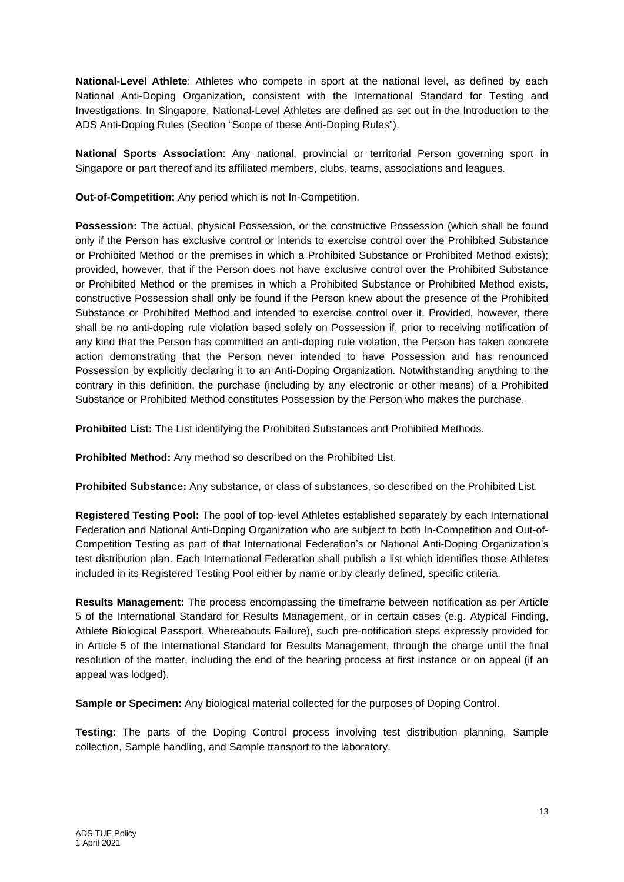**National-Level Athlete**: Athletes who compete in sport at the national level, as defined by each National Anti-Doping Organization, consistent with the International Standard for Testing and Investigations. In Singapore, National-Level Athletes are defined as set out in the Introduction to the ADS Anti-Doping Rules (Section "Scope of these Anti-Doping Rules").

**National Sports Association**: Any national, provincial or territorial Person governing sport in Singapore or part thereof and its affiliated members, clubs, teams, associations and leagues.

**Out-of-Competition:** Any period which is not In-Competition.

**Possession:** The actual, physical Possession, or the constructive Possession (which shall be found only if the Person has exclusive control or intends to exercise control over the Prohibited Substance or Prohibited Method or the premises in which a Prohibited Substance or Prohibited Method exists); provided, however, that if the Person does not have exclusive control over the Prohibited Substance or Prohibited Method or the premises in which a Prohibited Substance or Prohibited Method exists, constructive Possession shall only be found if the Person knew about the presence of the Prohibited Substance or Prohibited Method and intended to exercise control over it. Provided, however, there shall be no anti-doping rule violation based solely on Possession if, prior to receiving notification of any kind that the Person has committed an anti-doping rule violation, the Person has taken concrete action demonstrating that the Person never intended to have Possession and has renounced Possession by explicitly declaring it to an Anti-Doping Organization. Notwithstanding anything to the contrary in this definition, the purchase (including by any electronic or other means) of a Prohibited Substance or Prohibited Method constitutes Possession by the Person who makes the purchase.

**Prohibited List:** The List identifying the Prohibited Substances and Prohibited Methods.

**Prohibited Method:** Any method so described on the Prohibited List.

**Prohibited Substance:** Any substance, or class of substances, so described on the Prohibited List.

**Registered Testing Pool:** The pool of top-level Athletes established separately by each International Federation and National Anti-Doping Organization who are subject to both In-Competition and Out-of-Competition Testing as part of that International Federation's or National Anti-Doping Organization's test distribution plan. Each International Federation shall publish a list which identifies those Athletes included in its Registered Testing Pool either by name or by clearly defined, specific criteria.

**Results Management:** The process encompassing the timeframe between notification as per Article 5 of the International Standard for Results Management, or in certain cases (e.g. Atypical Finding, Athlete Biological Passport, Whereabouts Failure), such pre-notification steps expressly provided for in Article 5 of the International Standard for Results Management, through the charge until the final resolution of the matter, including the end of the hearing process at first instance or on appeal (if an appeal was lodged).

**Sample or Specimen:** Any biological material collected for the purposes of Doping Control.

**Testing:** The parts of the Doping Control process involving test distribution planning, Sample collection, Sample handling, and Sample transport to the laboratory.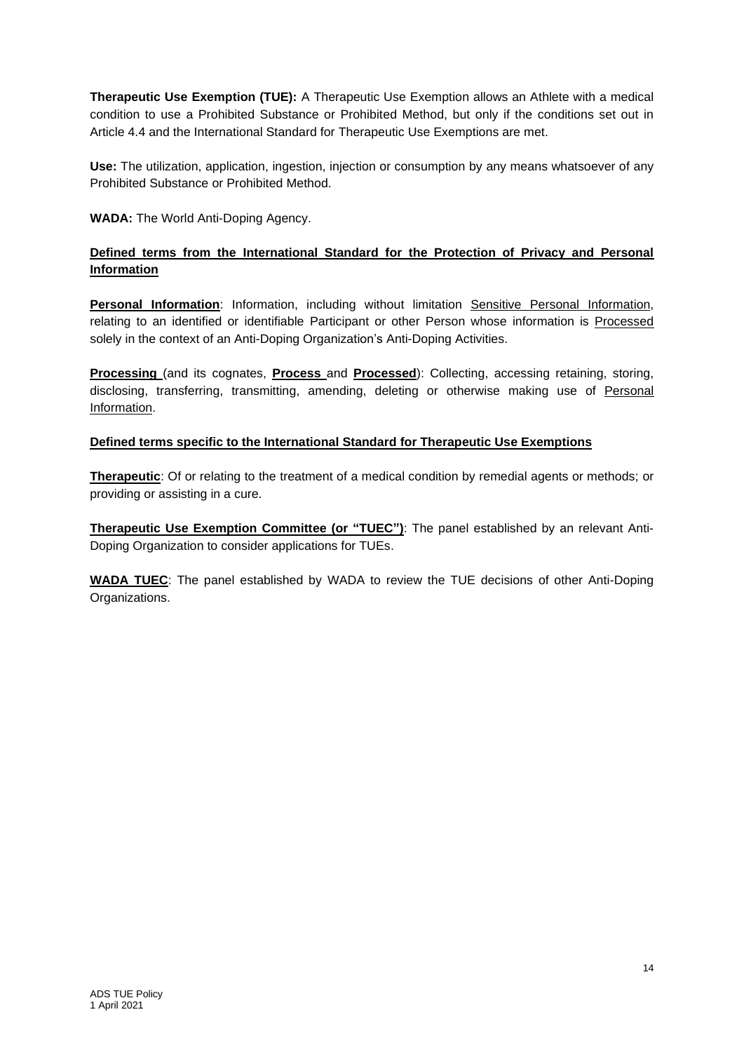**Therapeutic Use Exemption (TUE):** A Therapeutic Use Exemption allows an Athlete with a medical condition to use a Prohibited Substance or Prohibited Method, but only if the conditions set out in Article 4.4 and the International Standard for Therapeutic Use Exemptions are met.

**Use:** The utilization, application, ingestion, injection or consumption by any means whatsoever of any Prohibited Substance or Prohibited Method.

**WADA:** The World Anti-Doping Agency.

**Defined terms from the International Standard for the Protection of Privacy and Personal Information**

**Personal Information**: Information, including without limitation Sensitive Personal Information, relating to an identified or identifiable Participant or other Person whose information is Processed solely in the context of an Anti-Doping Organization's Anti-Doping Activities.

**Processing** (and its cognates, **Process** and **Processed**): Collecting, accessing retaining, storing, disclosing, transferring, transmitting, amending, deleting or otherwise making use of Personal Information.

**Defined terms specific to the International Standard for Therapeutic Use Exemptions**

**Therapeutic**: Of or relating to the treatment of a medical condition by remedial agents or methods; or providing or assisting in a cure.

**Therapeutic Use Exemption Committee (or "TUEC")**: The panel established by an relevant Anti-Doping Organization to consider applications for TUEs.

**WADA TUEC**: The panel established by WADA to review the TUE decisions of other Anti-Doping Organizations.